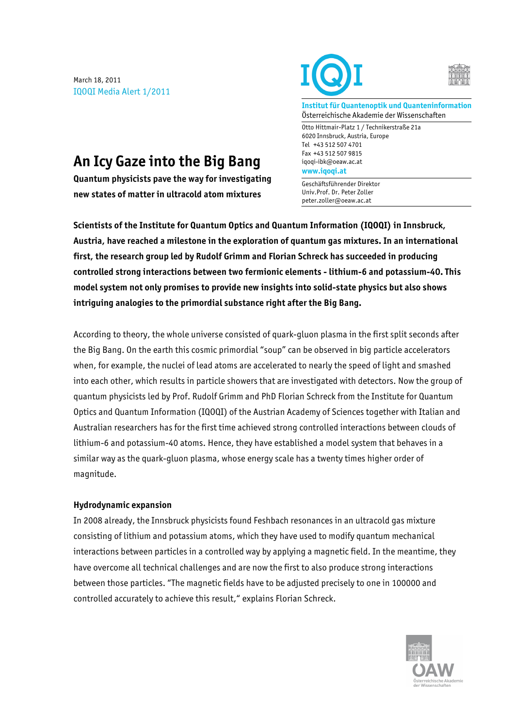March 18, 2011
IQOQI Media Alert 1/2011

**Institut für Quantenoptik und Quanteninformation**
Österreichische Akademie der Wissenschaften

Otto Hittmair-Platz 1 / Technikerstraße 21a
6020 Innsbruck, Austria, Europe
Tel +43 512 507 4701
Fax +43 512 507 9815
iqoqi-ibk@oeaw.ac.at
www.iqoqi.at

Geschäftsführender Direktor
Univ.Prof. Dr. Peter Zoller
peter.zoller@oeaw.ac.at

# An Icy Gaze into the Big Bang

**Quantum physicists pave the way for investigating new states of matter in ultracold atom mixtures**

**Scientists of the Institute for Quantum Optics and Quantum Information (IQOQI) in Innsbruck, Austria, have reached a milestone in the exploration of quantum gas mixtures. In an international first, the research group led by Rudolf Grimm and Florian Schreck has succeeded in producing controlled strong interactions between two fermionic elements - lithium-6 and potassium-40. This model system not only promises to provide new insights into solid-state physics but also shows intriguing analogies to the primordial substance right after the Big Bang.**

According to theory, the whole universe consisted of quark-gluon plasma in the first split seconds after the Big Bang. On the earth this cosmic primordial "soup" can be observed in big particle accelerators when, for example, the nuclei of lead atoms are accelerated to nearly the speed of light and smashed into each other, which results in particle showers that are investigated with detectors. Now the group of quantum physicists led by Prof. Rudolf Grimm and PhD Florian Schreck from the Institute for Quantum Optics and Quantum Information (IQOQI) of the Austrian Academy of Sciences together with Italian and Australian researchers has for the first time achieved strong controlled interactions between clouds of lithium-6 and potassium-40 atoms. Hence, they have established a model system that behaves in a similar way as the quark-gluon plasma, whose energy scale has a twenty times higher order of magnitude.

### Hydrodynamic expansion

In 2008 already, the Innsbruck physicists found Feshbach resonances in an ultracold gas mixture consisting of lithium and potassium atoms, which they have used to modify quantum mechanical interactions between particles in a controlled way by applying a magnetic field. In the meantime, they have overcome all technical challenges and are now the first to also produce strong interactions between those particles. "The magnetic fields have to be adjusted precisely to one in 100000 and controlled accurately to achieve this result," explains Florian Schreck.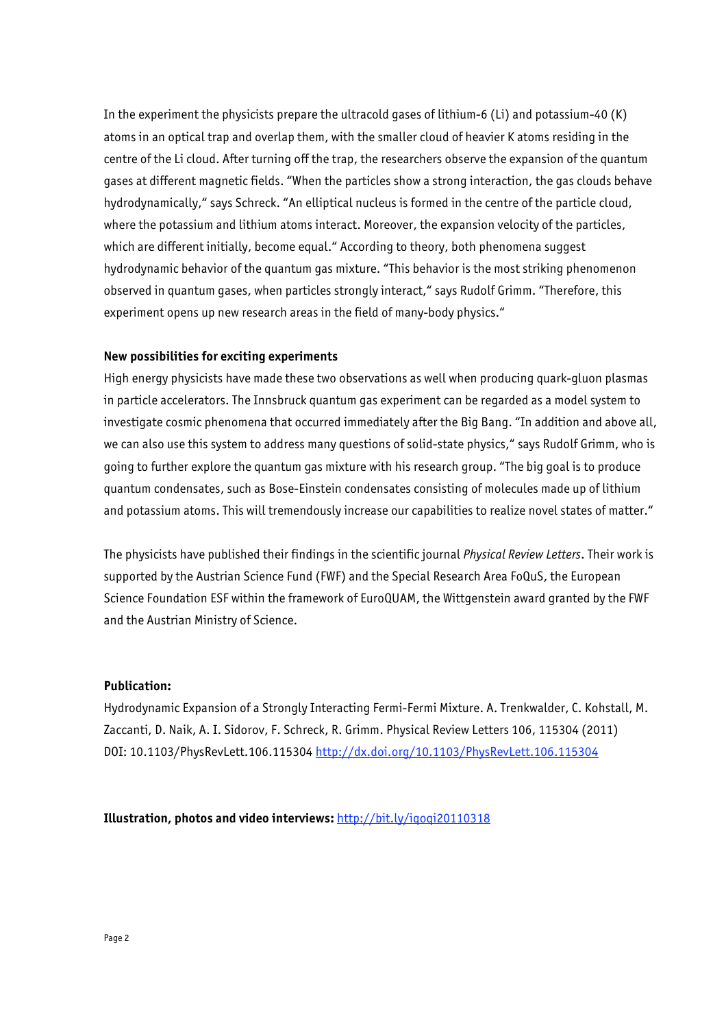In the experiment the physicists prepare the ultracold gases of lithium-6 (Li) and potassium-40 (K) atoms in an optical trap and overlap them, with the smaller cloud of heavier K atoms residing in the centre of the Li cloud. After turning off the trap, the researchers observe the expansion of the quantum gases at different magnetic fields. "When the particles show a strong interaction, the gas clouds behave hydrodynamically," says Schreck. "An elliptical nucleus is formed in the centre of the particle cloud, where the potassium and lithium atoms interact. Moreover, the expansion velocity of the particles, which are different initially, become equal." According to theory, both phenomena suggest hydrodynamic behavior of the quantum gas mixture. "This behavior is the most striking phenomenon observed in quantum gases, when particles strongly interact," says Rudolf Grimm. "Therefore, this experiment opens up new research areas in the field of many-body physics."

**New possibilities for exciting experiments**

High energy physicists have made these two observations as well when producing quark-gluon plasmas in particle accelerators. The Innsbruck quantum gas experiment can be regarded as a model system to investigate cosmic phenomena that occurred immediately after the Big Bang. "In addition and above all, we can also use this system to address many questions of solid-state physics," says Rudolf Grimm, who is going to further explore the quantum gas mixture with his research group. "The big goal is to produce quantum condensates, such as Bose-Einstein condensates consisting of molecules made up of lithium and potassium atoms. This will tremendously increase our capabilities to realize novel states of matter."

The physicists have published their findings in the scientific journal *Physical Review Letters*. Their work is supported by the Austrian Science Fund (FWF) and the Special Research Area FoQuS, the European Science Foundation ESF within the framework of EuroQUAM, the Wittgenstein award granted by the FWF and the Austrian Ministry of Science.

**Publication:**

Hydrodynamic Expansion of a Strongly Interacting Fermi-Fermi Mixture. A. Trenkwalder, C. Kohstall, M. Zaccanti, D. Naik, A. I. Sidorov, F. Schreck, R. Grimm. Physical Review Letters 106, 115304 (2011)
DOI: 10.1103/PhysRevLett.106.115304 http://dx.doi.org/10.1103/PhysRevLett.106.115304

**Illustration, photos and video interviews:** http://bit.ly/iqoqi20110318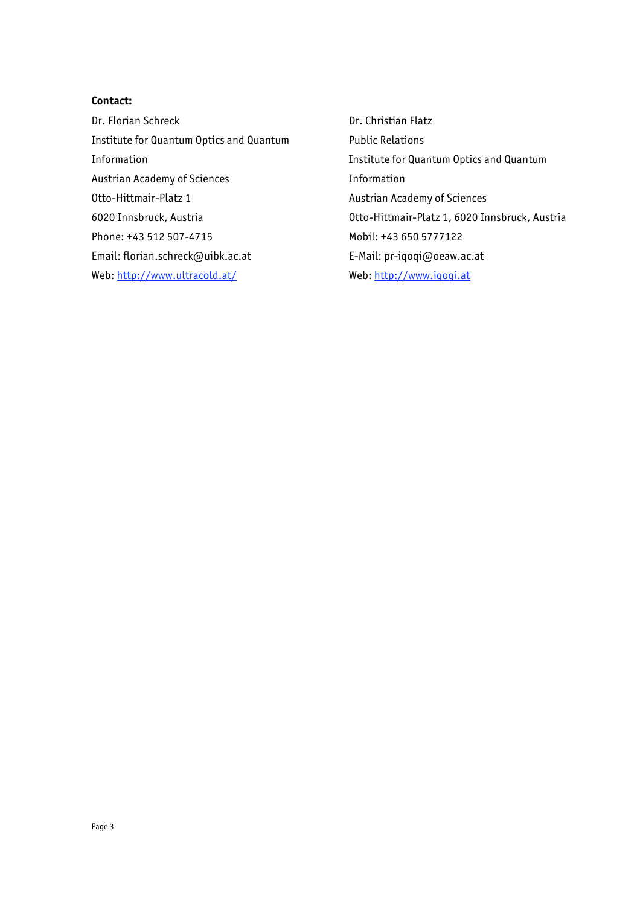**Contact:**

Dr. Florian Schreck
Institute for Quantum Optics and Quantum Information
Austrian Academy of Sciences
Otto-Hittmair-Platz 1
6020 Innsbruck, Austria
Phone: +43 512 507-4715
Email: florian.schreck@uibk.ac.at
Web: http://www.ultracold.at/

Dr. Christian Flatz
Public Relations
Institute for Quantum Optics and Quantum Information
Austrian Academy of Sciences
Otto-Hittmair-Platz 1, 6020 Innsbruck, Austria
Mobil: +43 650 5777122
E-Mail: pr-iqoqi@oeaw.ac.at
Web: http://www.iqoqi.at